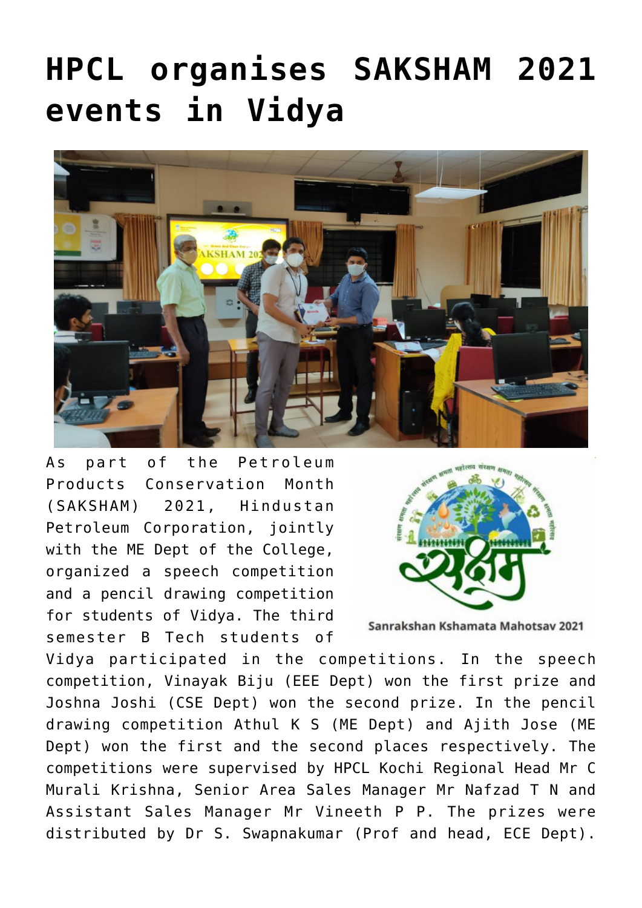# HPCL organises SAKSHAM 2021 events in Vidya

Sanrakshan Kshamata Mahotsav 2021

As part of the Petroleum Products Conservation Month (SAKSHAM) 2021, Hindustan Petroleum Corporation, jointly with the ME Dept of the College, organized a speech competition and a pencil drawing competition for students of Vidya. The third semester B Tech students of Vidya participated in the competitions. In the speech competition, Vinayak Biju (EEE Dept) won the first prize and Joshna Joshi (CSE Dept) won the second prize. In the pencil drawing competition Athul K S (ME Dept) and Ajith Jose (ME Dept) won the first and the second places respectively. The competitions were supervised by HPCL Kochi Regional Head Mr C Murali Krishna, Senior Area Sales Manager Mr Nafzad T N and Assistant Sales Manager Mr Vineeth P P. The prizes were distributed by Dr S. Swapnakumar (Prof and head, ECE Dept).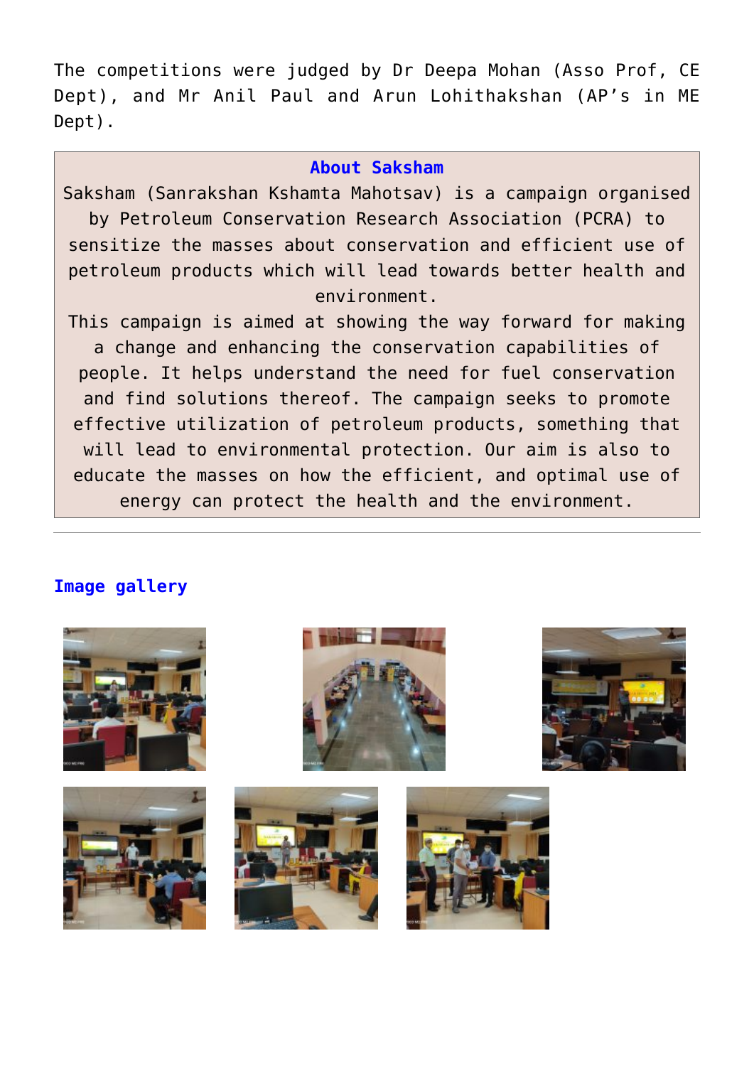The competitions were judged by Dr Deepa Mohan (Asso Prof, CE Dept), and Mr Anil Paul and Arun Lohithakshan (AP's in ME Dept).

**About Saksham**

Saksham (Sanrakshan Kshamta Mahotsav) is a campaign organised by Petroleum Conservation Research Association (PCRA) to sensitize the masses about conservation and efficient use of petroleum products which will lead towards better health and environment.

This campaign is aimed at showing the way forward for making a change and enhancing the conservation capabilities of people. It helps understand the need for fuel conservation and find solutions thereof. The campaign seeks to promote effective utilization of petroleum products, something that will lead to environmental protection. Our aim is also to educate the masses on how the efficient, and optimal use of energy can protect the health and the environment.

---

## Image gallery